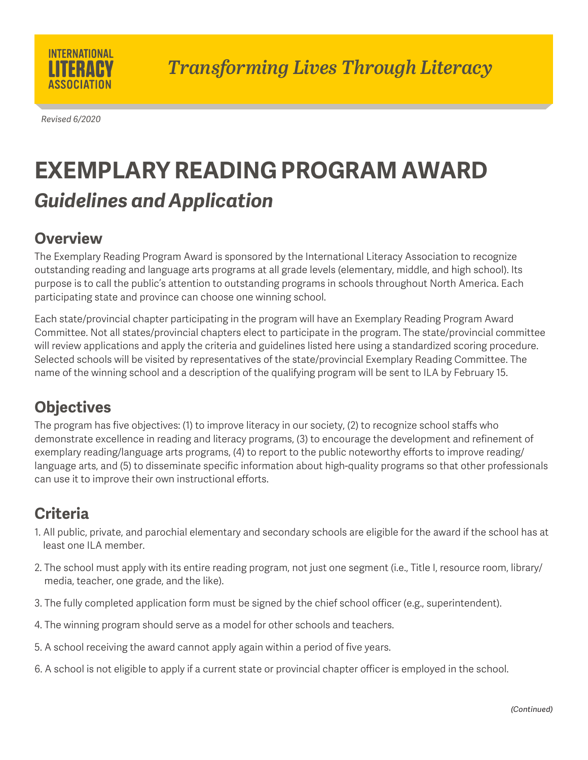INTERNATIONAL LITERACY ASSOCIATION

*Transforming Lives Through Literacy*

*Revised 6/2020*

# EXEMPLARY READING PROGRAM AWARD

## *Guidelines and Application*

### Overview

The Exemplary Reading Program Award is sponsored by the International Literacy Association to recognize outstanding reading and language arts programs at all grade levels (elementary, middle, and high school). Its purpose is to call the public's attention to outstanding programs in schools throughout North America. Each participating state and province can choose one winning school.

Each state/provincial chapter participating in the program will have an Exemplary Reading Program Award Committee. Not all states/provincial chapters elect to participate in the program. The state/provincial committee will review applications and apply the criteria and guidelines listed here using a standardized scoring procedure. Selected schools will be visited by representatives of the state/provincial Exemplary Reading Committee. The name of the winning school and a description of the qualifying program will be sent to ILA by February 15.

### Objectives

The program has five objectives: (1) to improve literacy in our society, (2) to recognize school staffs who demonstrate excellence in reading and literacy programs, (3) to encourage the development and refinement of exemplary reading/language arts programs, (4) to report to the public noteworthy efforts to improve reading/language arts, and (5) to disseminate specific information about high-quality programs so that other professionals can use it to improve their own instructional efforts.

### Criteria

1. All public, private, and parochial elementary and secondary schools are eligible for the award if the school has at least one ILA member.
2. The school must apply with its entire reading program, not just one segment (i.e., Title I, resource room, library/media, teacher, one grade, and the like).
3. The fully completed application form must be signed by the chief school officer (e.g., superintendent).
4. The winning program should serve as a model for other schools and teachers.
5. A school receiving the award cannot apply again within a period of five years.
6. A school is not eligible to apply if a current state or provincial chapter officer is employed in the school.

*(Continued)*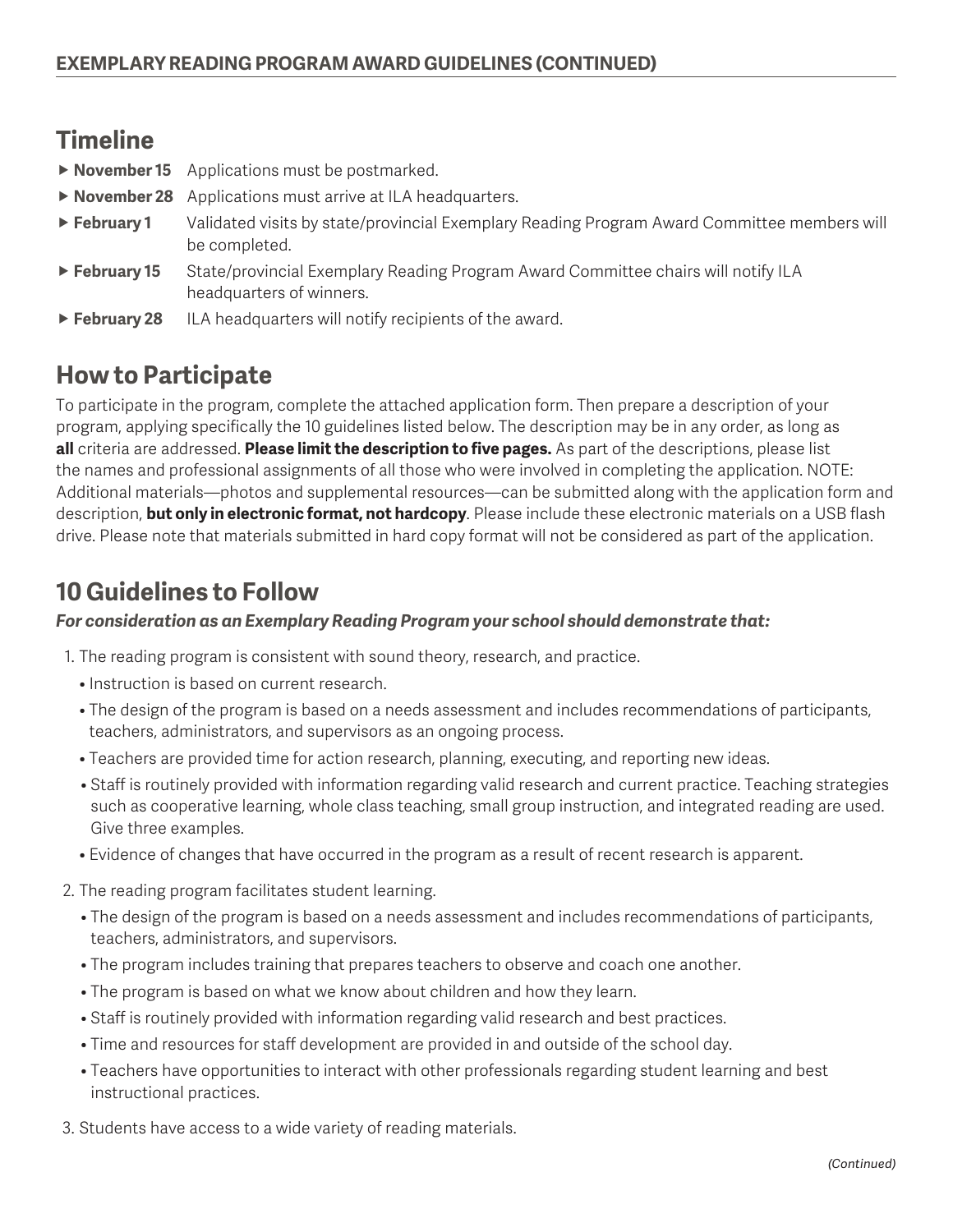## Timeline

- **November 15** Applications must be postmarked.
- **November 28** Applications must arrive at ILA headquarters.
- **February 1** Validated visits by state/provincial Exemplary Reading Program Award Committee members will be completed.
- **February 15** State/provincial Exemplary Reading Program Award Committee chairs will notify ILA headquarters of winners.
- **February 28** ILA headquarters will notify recipients of the award.

## How to Participate

To participate in the program, complete the attached application form. Then prepare a description of your program, applying specifically the 10 guidelines listed below. The description may be in any order, as long as **all** criteria are addressed. **Please limit the description to five pages.** As part of the descriptions, please list the names and professional assignments of all those who were involved in completing the application. NOTE: Additional materials—photos and supplemental resources—can be submitted along with the application form and description, **but only in electronic format, not hardcopy**. Please include these electronic materials on a USB flash drive. Please note that materials submitted in hard copy format will not be considered as part of the application.

## 10 Guidelines to Follow

***For consideration as an Exemplary Reading Program your school should demonstrate that:***

1. The reading program is consistent with sound theory, research, and practice.
   - Instruction is based on current research.
   - The design of the program is based on a needs assessment and includes recommendations of participants, teachers, administrators, and supervisors as an ongoing process.
   - Teachers are provided time for action research, planning, executing, and reporting new ideas.
   - Staff is routinely provided with information regarding valid research and current practice. Teaching strategies such as cooperative learning, whole class teaching, small group instruction, and integrated reading are used. Give three examples.
   - Evidence of changes that have occurred in the program as a result of recent research is apparent.
2. The reading program facilitates student learning.
   - The design of the program is based on a needs assessment and includes recommendations of participants, teachers, administrators, and supervisors.
   - The program includes training that prepares teachers to observe and coach one another.
   - The program is based on what we know about children and how they learn.
   - Staff is routinely provided with information regarding valid research and best practices.
   - Time and resources for staff development are provided in and outside of the school day.
   - Teachers have opportunities to interact with other professionals regarding student learning and best instructional practices.
3. Students have access to a wide variety of reading materials.

*(Continued)*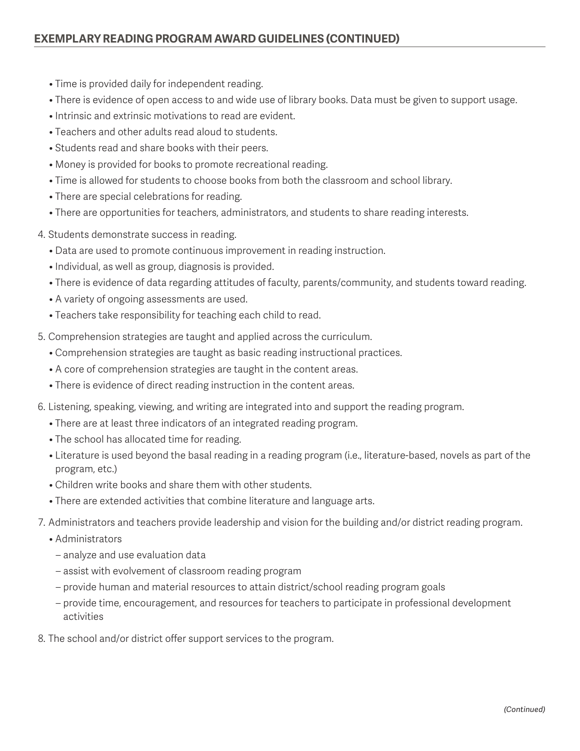## EXEMPLARY READING PROGRAM AWARD GUIDELINES (CONTINUED)

- Time is provided daily for independent reading.
- There is evidence of open access to and wide use of library books. Data must be given to support usage.
- Intrinsic and extrinsic motivations to read are evident.
- Teachers and other adults read aloud to students.
- Students read and share books with their peers.
- Money is provided for books to promote recreational reading.
- Time is allowed for students to choose books from both the classroom and school library.
- There are special celebrations for reading.
- There are opportunities for teachers, administrators, and students to share reading interests.

4. Students demonstrate success in reading.
   - Data are used to promote continuous improvement in reading instruction.
   - Individual, as well as group, diagnosis is provided.
   - There is evidence of data regarding attitudes of faculty, parents/community, and students toward reading.
   - A variety of ongoing assessments are used.
   - Teachers take responsibility for teaching each child to read.
5. Comprehension strategies are taught and applied across the curriculum.
   - Comprehension strategies are taught as basic reading instructional practices.
   - A core of comprehension strategies are taught in the content areas.
   - There is evidence of direct reading instruction in the content areas.
6. Listening, speaking, viewing, and writing are integrated into and support the reading program.
   - There are at least three indicators of an integrated reading program.
   - The school has allocated time for reading.
   - Literature is used beyond the basal reading in a reading program (i.e., literature-based, novels as part of the program, etc.)
   - Children write books and share them with other students.
   - There are extended activities that combine literature and language arts.
7. Administrators and teachers provide leadership and vision for the building and/or district reading program.
   - Administrators
     - analyze and use evaluation data
     - assist with evolvement of classroom reading program
     - provide human and material resources to attain district/school reading program goals
     - provide time, encouragement, and resources for teachers to participate in professional development activities
8. The school and/or district offer support services to the program.

*(Continued)*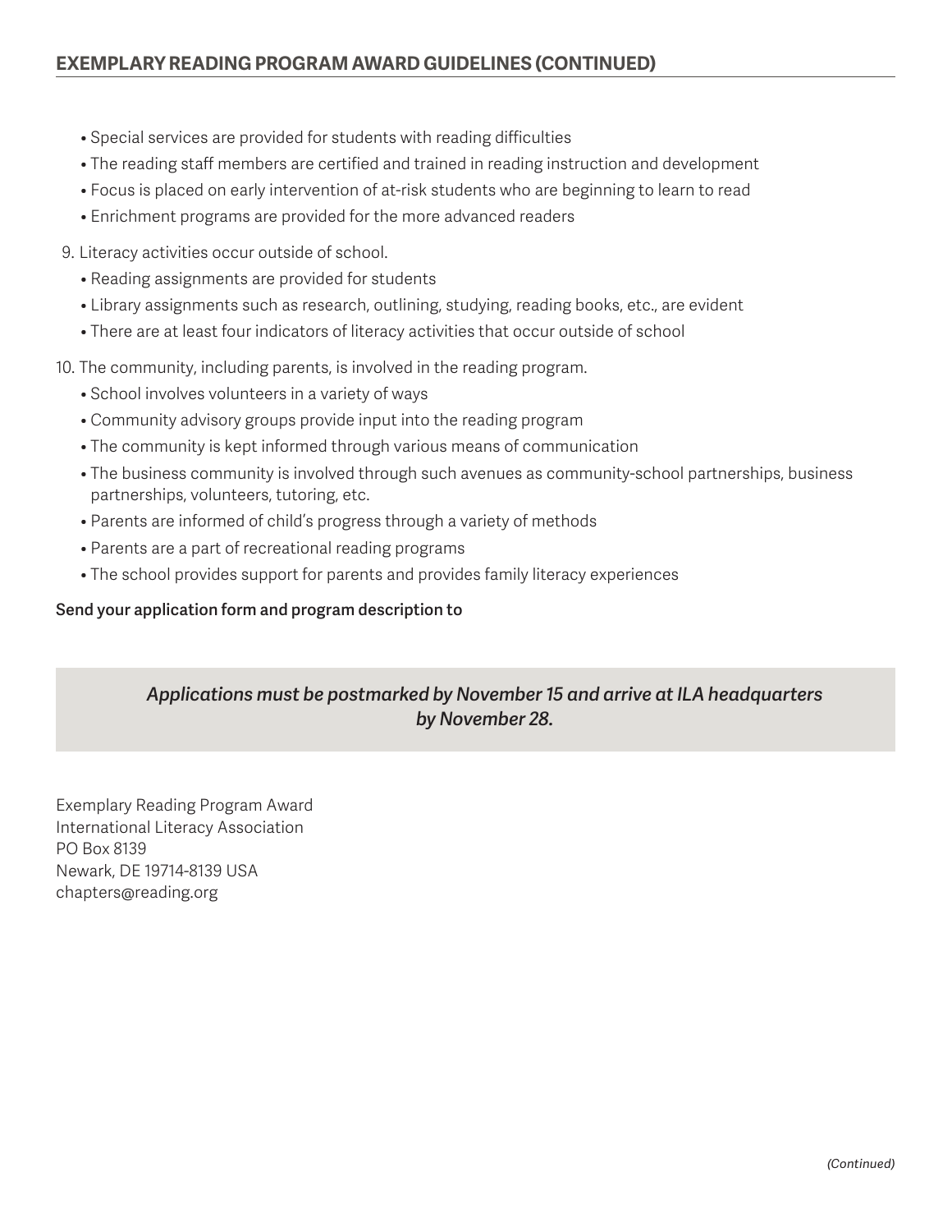## EXEMPLARY READING PROGRAM AWARD GUIDELINES (CONTINUED)

- Special services are provided for students with reading difficulties
- The reading staff members are certified and trained in reading instruction and development
- Focus is placed on early intervention of at-risk students who are beginning to learn to read
- Enrichment programs are provided for the more advanced readers

9. Literacy activities occur outside of school.
   - Reading assignments are provided for students
   - Library assignments such as research, outlining, studying, reading books, etc., are evident
   - There are at least four indicators of literacy activities that occur outside of school

10. The community, including parents, is involved in the reading program.
    - School involves volunteers in a variety of ways
    - Community advisory groups provide input into the reading program
    - The community is kept informed through various means of communication
    - The business community is involved through such avenues as community-school partnerships, business partnerships, volunteers, tutoring, etc.
    - Parents are informed of child's progress through a variety of methods
    - Parents are a part of recreational reading programs
    - The school provides support for parents and provides family literacy experiences

**Send your application form and program description to**

***Applications must be postmarked by November 15 and arrive at ILA headquarters by November 28.***

Exemplary Reading Program Award
International Literacy Association
PO Box 8139
Newark, DE 19714-8139 USA
chapters@reading.org

*(Continued)*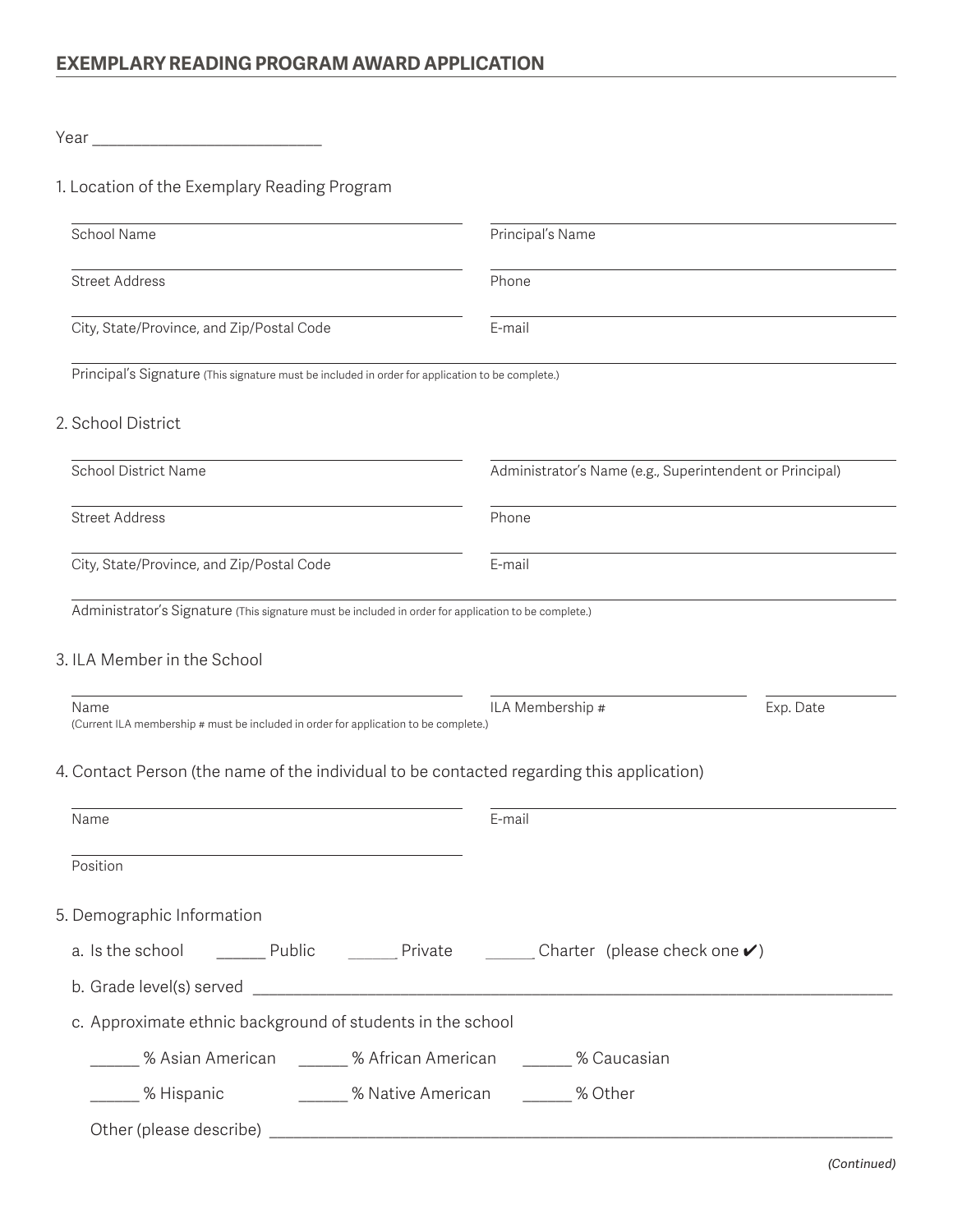# EXEMPLARY READING PROGRAM AWARD APPLICATION

Year ___________________________

1. Location of the Exemplary Reading Program

School Name ___________________________

Principal's Name ___________________________

Street Address ___________________________

Phone ___________________________

City, State/Province, and Zip/Postal Code ___________________________

E-mail ___________________________

Principal's Signature (This signature must be included in order for application to be complete.) ___________________________

2. School District

School District Name ___________________________

Administrator's Name (e.g., Superintendent or Principal) ___________________________

Street Address ___________________________

Phone ___________________________

City, State/Province, and Zip/Postal Code ___________________________

E-mail ___________________________

Administrator's Signature (This signature must be included in order for application to be complete.) ___________________________

3. ILA Member in the School

Name ___________________________ (Current ILA membership # must be included in order for application to be complete.)

ILA Membership # ___________________________

Exp. Date ___________________________

4. Contact Person (the name of the individual to be contacted regarding this application)

Name ___________________________

E-mail ___________________________

Position ___________________________

5. Demographic Information

a. Is the school ______ Public ______ Private ______ Charter (please check one ✔)

b. Grade level(s) served ___________________________

c. Approximate ethnic background of students in the school

______ % Asian American ______ % African American ______ % Caucasian

______ % Hispanic ______ % Native American ______ % Other

Other (please describe) ___________________________

*(Continued)*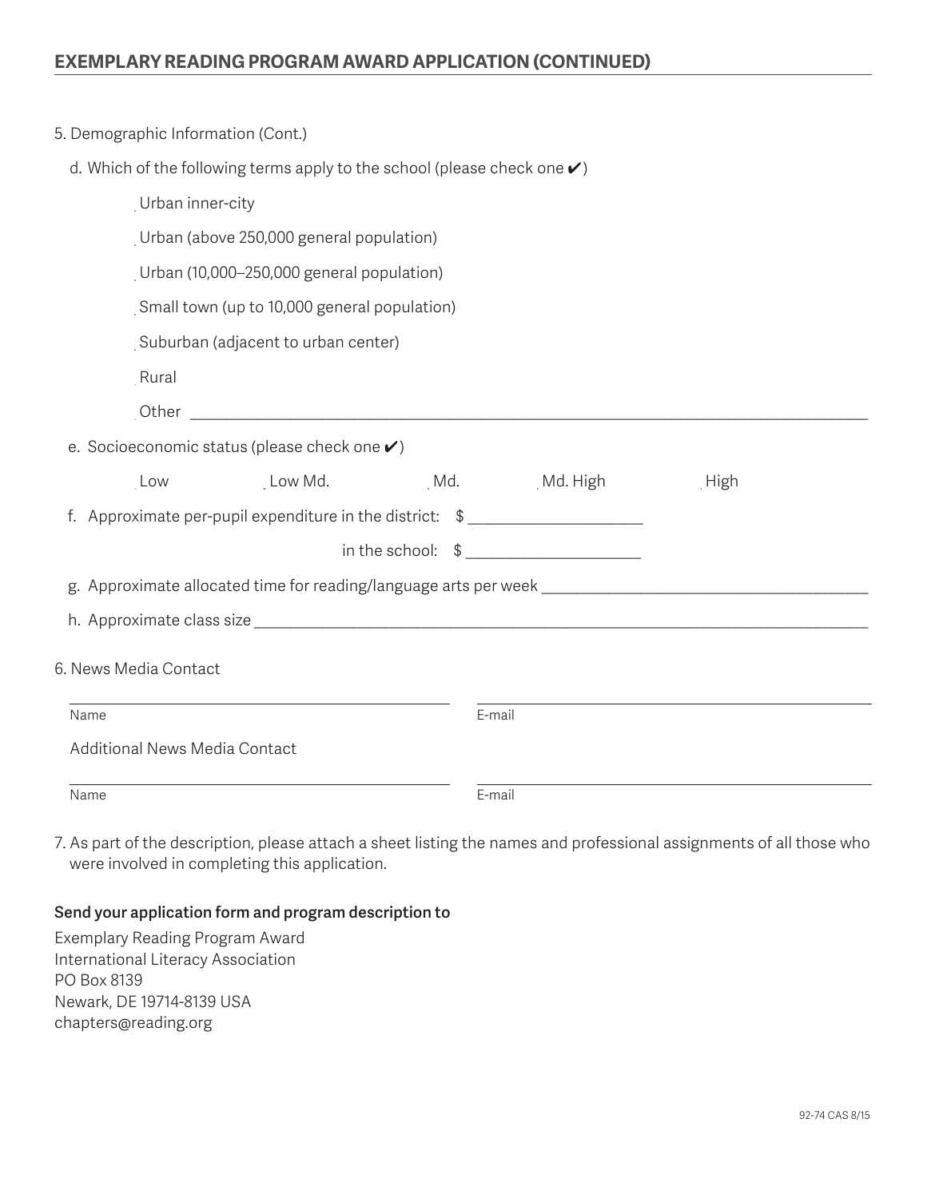## EXEMPLARY READING PROGRAM AWARD APPLICATION (CONTINUED)

5. Demographic Information (Cont.)

   d. Which of the following terms apply to the school (please check one ✔)

      Urban inner-city

      Urban (above 250,000 general population)

      Urban (10,000–250,000 general population)

      Small town (up to 10,000 general population)

      Suburban (adjacent to urban center)

      Rural

      Other ______________________________

   e. Socioeconomic status (please check one ✔)

      Low    Low Md.    Md.    Md. High    High

   f. Approximate per-pupil expenditure in the district: $ ____________

      in the school: $ ____________

   g. Approximate allocated time for reading/language arts per week ____________

   h. Approximate class size ____________

6. News Media Contact

   Name ____________    E-mail ____________

   Additional News Media Contact

   Name ____________    E-mail ____________

7. As part of the description, please attach a sheet listing the names and professional assignments of all those who were involved in completing this application.

**Send your application form and program description to**

Exemplary Reading Program Award
International Literacy Association
PO Box 8139
Newark, DE 19714-8139 USA
chapters@reading.org

92-74 CAS 8/15